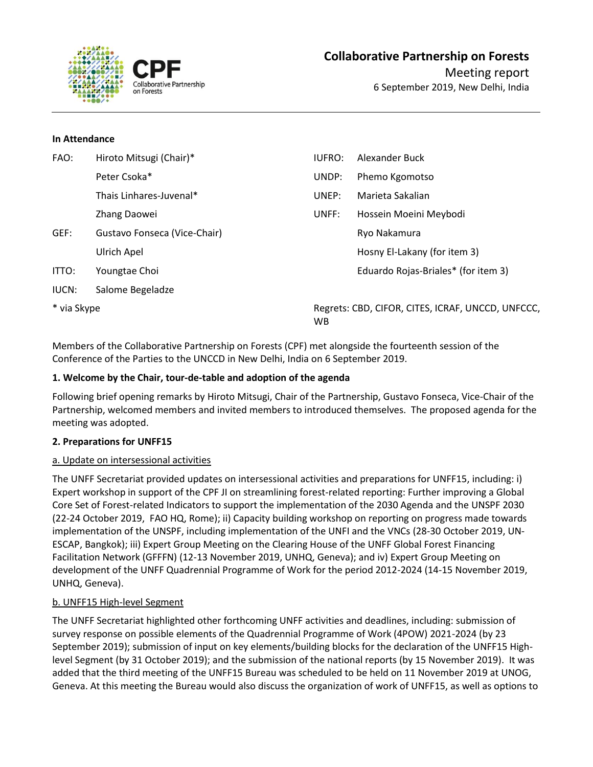# Collaborative Partnership on Forests

Meeting report

6 September 2019, New Delhi, India

**In Attendance**

| | | | |
|---|---|---|---|
| FAO: | Hiroto Mitsugi (Chair)* | IUFRO: | Alexander Buck |
| | Peter Csoka* | UNDP: | Phemo Kgomotso |
| | Thais Linhares-Juvenal* | UNEP: | Marieta Sakalian |
| | Zhang Daowei | UNFF: | Hossein Moeini Meybodi |
| GEF: | Gustavo Fonseca (Vice-Chair) | | Ryo Nakamura |
| | Ulrich Apel | | Hosny El-Lakany (for item 3) |
| ITTO: | Youngtae Choi | | Eduardo Rojas-Briales* (for item 3) |
| IUCN: | Salome Begeladze | | |

\* via Skype

Regrets: CBD, CIFOR, CITES, ICRAF, UNCCD, UNFCCC, WB

Members of the Collaborative Partnership on Forests (CPF) met alongside the fourteenth session of the Conference of the Parties to the UNCCD in New Delhi, India on 6 September 2019.

**1. Welcome by the Chair, tour-de-table and adoption of the agenda**

Following brief opening remarks by Hiroto Mitsugi, Chair of the Partnership, Gustavo Fonseca, Vice-Chair of the Partnership, welcomed members and invited members to introduced themselves. The proposed agenda for the meeting was adopted.

**2. Preparations for UNFF15**

a. Update on intersessional activities

The UNFF Secretariat provided updates on intersessional activities and preparations for UNFF15, including: i) Expert workshop in support of the CPF JI on streamlining forest-related reporting: Further improving a Global Core Set of Forest-related Indicators to support the implementation of the 2030 Agenda and the UNSPF 2030 (22-24 October 2019, FAO HQ, Rome); ii) Capacity building workshop on reporting on progress made towards implementation of the UNSPF, including implementation of the UNFI and the VNCs (28-30 October 2019, UN-ESCAP, Bangkok); iii) Expert Group Meeting on the Clearing House of the UNFF Global Forest Financing Facilitation Network (GFFFN) (12-13 November 2019, UNHQ, Geneva); and iv) Expert Group Meeting on development of the UNFF Quadrennial Programme of Work for the period 2012-2024 (14-15 November 2019, UNHQ, Geneva).

b. UNFF15 High-level Segment

The UNFF Secretariat highlighted other forthcoming UNFF activities and deadlines, including: submission of survey response on possible elements of the Quadrennial Programme of Work (4POW) 2021-2024 (by 23 September 2019); submission of input on key elements/building blocks for the declaration of the UNFF15 High-level Segment (by 31 October 2019); and the submission of the national reports (by 15 November 2019). It was added that the third meeting of the UNFF15 Bureau was scheduled to be held on 11 November 2019 at UNOG, Geneva. At this meeting the Bureau would also discuss the organization of work of UNFF15, as well as options to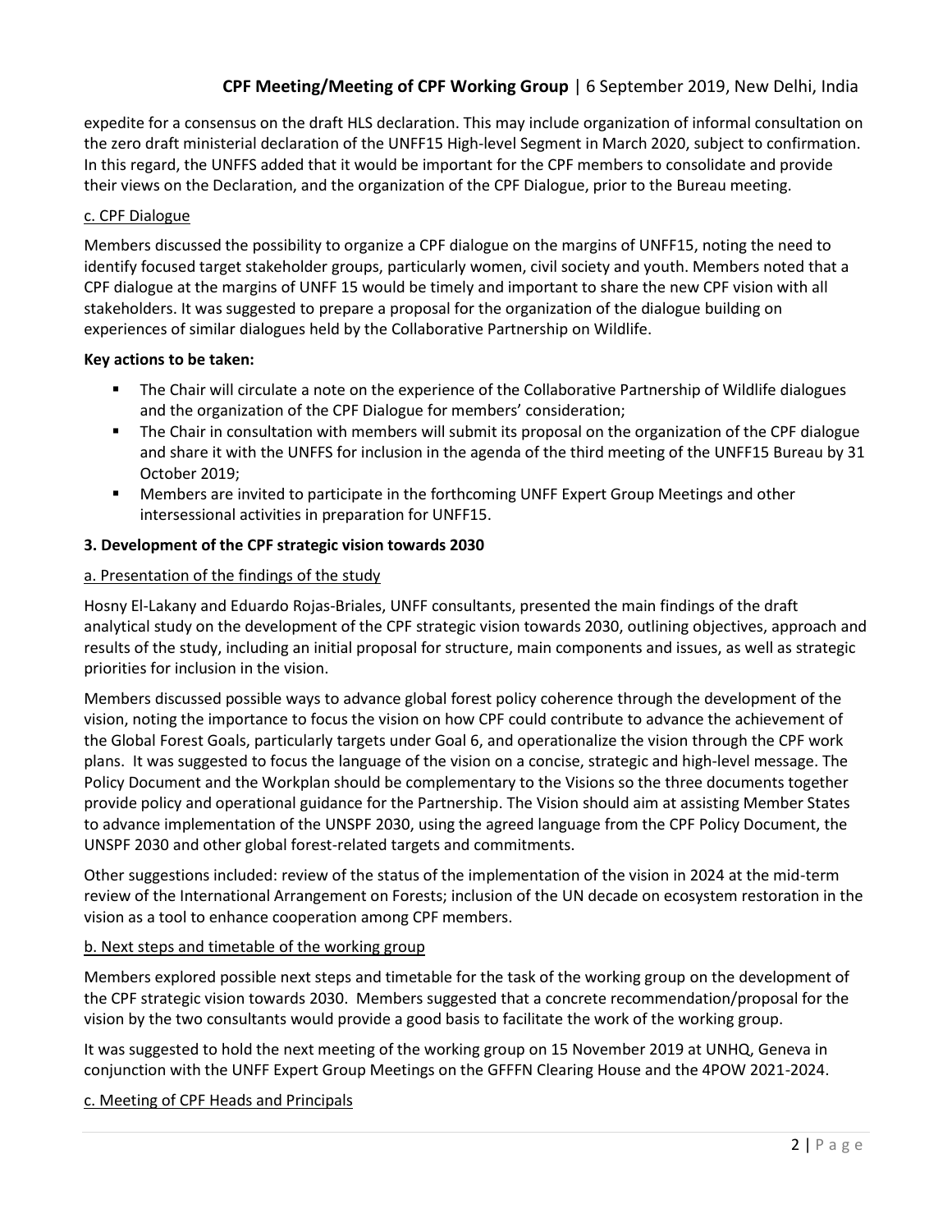expedite for a consensus on the draft HLS declaration. This may include organization of informal consultation on the zero draft ministerial declaration of the UNFF15 High-level Segment in March 2020, subject to confirmation. In this regard, the UNFFS added that it would be important for the CPF members to consolidate and provide their views on the Declaration, and the organization of the CPF Dialogue, prior to the Bureau meeting.

c. CPF Dialogue

Members discussed the possibility to organize a CPF dialogue on the margins of UNFF15, noting the need to identify focused target stakeholder groups, particularly women, civil society and youth. Members noted that a CPF dialogue at the margins of UNFF 15 would be timely and important to share the new CPF vision with all stakeholders. It was suggested to prepare a proposal for the organization of the dialogue building on experiences of similar dialogues held by the Collaborative Partnership on Wildlife.

**Key actions to be taken:**

- The Chair will circulate a note on the experience of the Collaborative Partnership of Wildlife dialogues and the organization of the CPF Dialogue for members' consideration;
- The Chair in consultation with members will submit its proposal on the organization of the CPF dialogue and share it with the UNFFS for inclusion in the agenda of the third meeting of the UNFF15 Bureau by 31 October 2019;
- Members are invited to participate in the forthcoming UNFF Expert Group Meetings and other intersessional activities in preparation for UNFF15.

**3. Development of the CPF strategic vision towards 2030**

a. Presentation of the findings of the study

Hosny El-Lakany and Eduardo Rojas-Briales, UNFF consultants, presented the main findings of the draft analytical study on the development of the CPF strategic vision towards 2030, outlining objectives, approach and results of the study, including an initial proposal for structure, main components and issues, as well as strategic priorities for inclusion in the vision.

Members discussed possible ways to advance global forest policy coherence through the development of the vision, noting the importance to focus the vision on how CPF could contribute to advance the achievement of the Global Forest Goals, particularly targets under Goal 6, and operationalize the vision through the CPF work plans. It was suggested to focus the language of the vision on a concise, strategic and high-level message. The Policy Document and the Workplan should be complementary to the Visions so the three documents together provide policy and operational guidance for the Partnership. The Vision should aim at assisting Member States to advance implementation of the UNSPF 2030, using the agreed language from the CPF Policy Document, the UNSPF 2030 and other global forest-related targets and commitments.

Other suggestions included: review of the status of the implementation of the vision in 2024 at the mid-term review of the International Arrangement on Forests; inclusion of the UN decade on ecosystem restoration in the vision as a tool to enhance cooperation among CPF members.

b. Next steps and timetable of the working group

Members explored possible next steps and timetable for the task of the working group on the development of the CPF strategic vision towards 2030. Members suggested that a concrete recommendation/proposal for the vision by the two consultants would provide a good basis to facilitate the work of the working group.

It was suggested to hold the next meeting of the working group on 15 November 2019 at UNHQ, Geneva in conjunction with the UNFF Expert Group Meetings on the GFFFN Clearing House and the 4POW 2021-2024.

c. Meeting of CPF Heads and Principals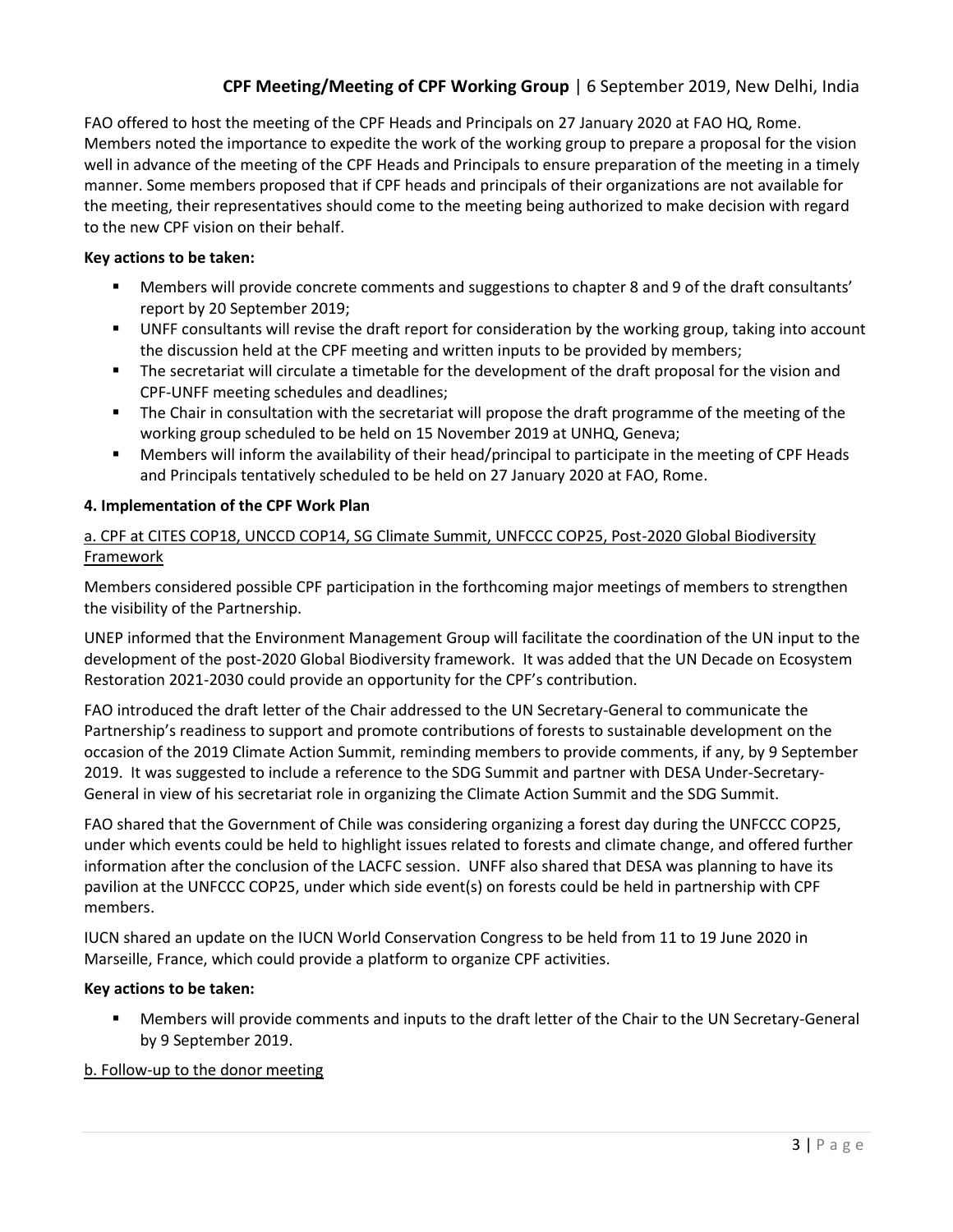FAO offered to host the meeting of the CPF Heads and Principals on 27 January 2020 at FAO HQ, Rome. Members noted the importance to expedite the work of the working group to prepare a proposal for the vision well in advance of the meeting of the CPF Heads and Principals to ensure preparation of the meeting in a timely manner. Some members proposed that if CPF heads and principals of their organizations are not available for the meeting, their representatives should come to the meeting being authorized to make decision with regard to the new CPF vision on their behalf.

**Key actions to be taken:**

- Members will provide concrete comments and suggestions to chapter 8 and 9 of the draft consultants' report by 20 September 2019;
- UNFF consultants will revise the draft report for consideration by the working group, taking into account the discussion held at the CPF meeting and written inputs to be provided by members;
- The secretariat will circulate a timetable for the development of the draft proposal for the vision and CPF-UNFF meeting schedules and deadlines;
- The Chair in consultation with the secretariat will propose the draft programme of the meeting of the working group scheduled to be held on 15 November 2019 at UNHQ, Geneva;
- Members will inform the availability of their head/principal to participate in the meeting of CPF Heads and Principals tentatively scheduled to be held on 27 January 2020 at FAO, Rome.

**4. Implementation of the CPF Work Plan**

a. CPF at CITES COP18, UNCCD COP14, SG Climate Summit, UNFCCC COP25, Post-2020 Global Biodiversity Framework

Members considered possible CPF participation in the forthcoming major meetings of members to strengthen the visibility of the Partnership.

UNEP informed that the Environment Management Group will facilitate the coordination of the UN input to the development of the post-2020 Global Biodiversity framework. It was added that the UN Decade on Ecosystem Restoration 2021-2030 could provide an opportunity for the CPF's contribution.

FAO introduced the draft letter of the Chair addressed to the UN Secretary-General to communicate the Partnership's readiness to support and promote contributions of forests to sustainable development on the occasion of the 2019 Climate Action Summit, reminding members to provide comments, if any, by 9 September 2019. It was suggested to include a reference to the SDG Summit and partner with DESA Under-Secretary-General in view of his secretariat role in organizing the Climate Action Summit and the SDG Summit.

FAO shared that the Government of Chile was considering organizing a forest day during the UNFCCC COP25, under which events could be held to highlight issues related to forests and climate change, and offered further information after the conclusion of the LACFC session. UNFF also shared that DESA was planning to have its pavilion at the UNFCCC COP25, under which side event(s) on forests could be held in partnership with CPF members.

IUCN shared an update on the IUCN World Conservation Congress to be held from 11 to 19 June 2020 in Marseille, France, which could provide a platform to organize CPF activities.

**Key actions to be taken:**

- Members will provide comments and inputs to the draft letter of the Chair to the UN Secretary-General by 9 September 2019.

b. Follow-up to the donor meeting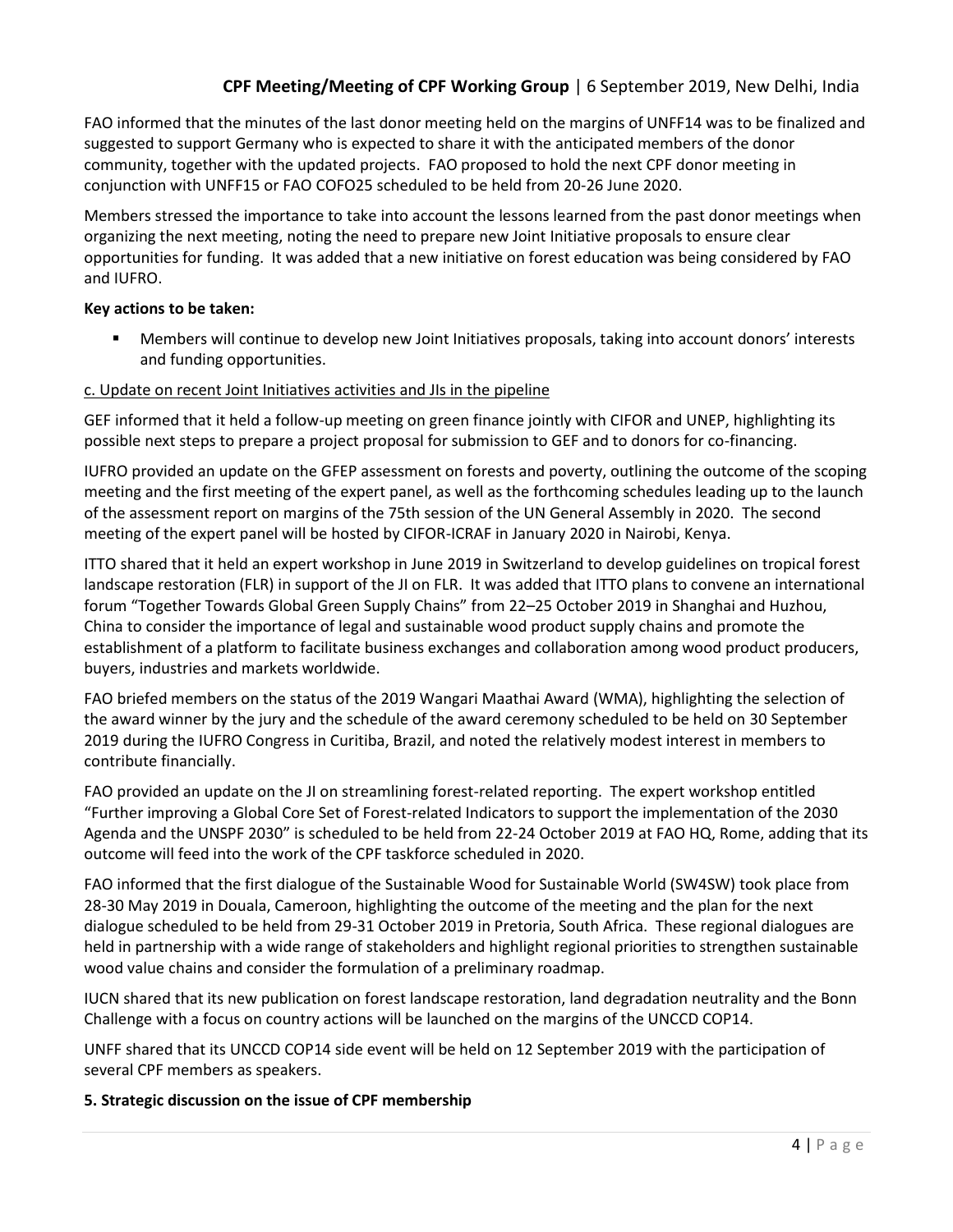FAO informed that the minutes of the last donor meeting held on the margins of UNFF14 was to be finalized and suggested to support Germany who is expected to share it with the anticipated members of the donor community, together with the updated projects. FAO proposed to hold the next CPF donor meeting in conjunction with UNFF15 or FAO COFO25 scheduled to be held from 20-26 June 2020.

Members stressed the importance to take into account the lessons learned from the past donor meetings when organizing the next meeting, noting the need to prepare new Joint Initiative proposals to ensure clear opportunities for funding. It was added that a new initiative on forest education was being considered by FAO and IUFRO.

**Key actions to be taken:**

- Members will continue to develop new Joint Initiatives proposals, taking into account donors' interests and funding opportunities.

<u>c. Update on recent Joint Initiatives activities and JIs in the pipeline</u>

GEF informed that it held a follow-up meeting on green finance jointly with CIFOR and UNEP, highlighting its possible next steps to prepare a project proposal for submission to GEF and to donors for co-financing.

IUFRO provided an update on the GFEP assessment on forests and poverty, outlining the outcome of the scoping meeting and the first meeting of the expert panel, as well as the forthcoming schedules leading up to the launch of the assessment report on margins of the 75th session of the UN General Assembly in 2020. The second meeting of the expert panel will be hosted by CIFOR-ICRAF in January 2020 in Nairobi, Kenya.

ITTO shared that it held an expert workshop in June 2019 in Switzerland to develop guidelines on tropical forest landscape restoration (FLR) in support of the JI on FLR. It was added that ITTO plans to convene an international forum "Together Towards Global Green Supply Chains" from 22–25 October 2019 in Shanghai and Huzhou, China to consider the importance of legal and sustainable wood product supply chains and promote the establishment of a platform to facilitate business exchanges and collaboration among wood product producers, buyers, industries and markets worldwide.

FAO briefed members on the status of the 2019 Wangari Maathai Award (WMA), highlighting the selection of the award winner by the jury and the schedule of the award ceremony scheduled to be held on 30 September 2019 during the IUFRO Congress in Curitiba, Brazil, and noted the relatively modest interest in members to contribute financially.

FAO provided an update on the JI on streamlining forest-related reporting. The expert workshop entitled "Further improving a Global Core Set of Forest-related Indicators to support the implementation of the 2030 Agenda and the UNSPF 2030" is scheduled to be held from 22-24 October 2019 at FAO HQ, Rome, adding that its outcome will feed into the work of the CPF taskforce scheduled in 2020.

FAO informed that the first dialogue of the Sustainable Wood for Sustainable World (SW4SW) took place from 28-30 May 2019 in Douala, Cameroon, highlighting the outcome of the meeting and the plan for the next dialogue scheduled to be held from 29-31 October 2019 in Pretoria, South Africa. These regional dialogues are held in partnership with a wide range of stakeholders and highlight regional priorities to strengthen sustainable wood value chains and consider the formulation of a preliminary roadmap.

IUCN shared that its new publication on forest landscape restoration, land degradation neutrality and the Bonn Challenge with a focus on country actions will be launched on the margins of the UNCCD COP14.

UNFF shared that its UNCCD COP14 side event will be held on 12 September 2019 with the participation of several CPF members as speakers.

**5. Strategic discussion on the issue of CPF membership**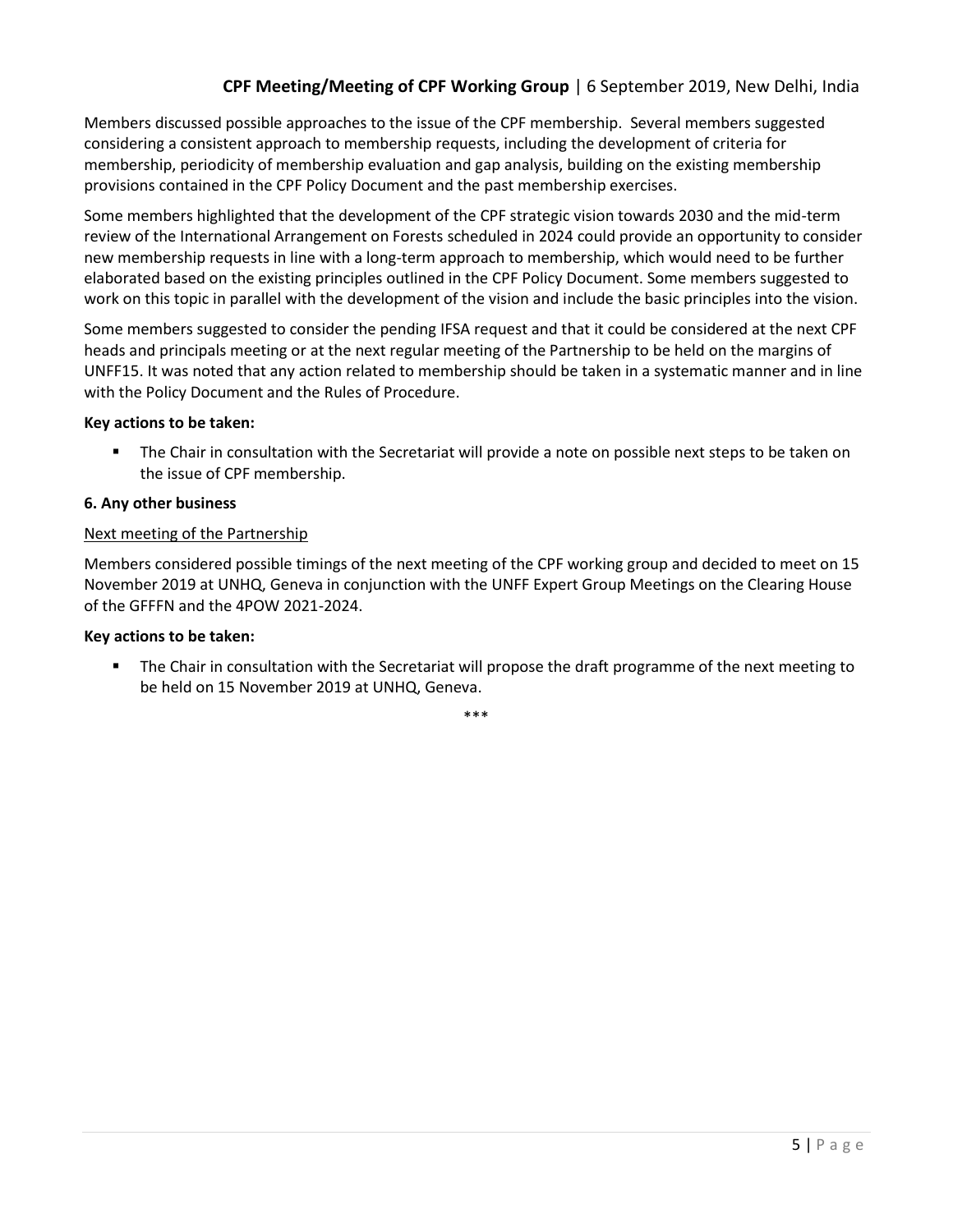Members discussed possible approaches to the issue of the CPF membership. Several members suggested considering a consistent approach to membership requests, including the development of criteria for membership, periodicity of membership evaluation and gap analysis, building on the existing membership provisions contained in the CPF Policy Document and the past membership exercises.

Some members highlighted that the development of the CPF strategic vision towards 2030 and the mid-term review of the International Arrangement on Forests scheduled in 2024 could provide an opportunity to consider new membership requests in line with a long-term approach to membership, which would need to be further elaborated based on the existing principles outlined in the CPF Policy Document. Some members suggested to work on this topic in parallel with the development of the vision and include the basic principles into the vision.

Some members suggested to consider the pending IFSA request and that it could be considered at the next CPF heads and principals meeting or at the next regular meeting of the Partnership to be held on the margins of UNFF15. It was noted that any action related to membership should be taken in a systematic manner and in line with the Policy Document and the Rules of Procedure.

**Key actions to be taken:**

- The Chair in consultation with the Secretariat will provide a note on possible next steps to be taken on the issue of CPF membership.

**6. Any other business**

Next meeting of the Partnership

Members considered possible timings of the next meeting of the CPF working group and decided to meet on 15 November 2019 at UNHQ, Geneva in conjunction with the UNFF Expert Group Meetings on the Clearing House of the GFFFN and the 4POW 2021-2024.

**Key actions to be taken:**

- The Chair in consultation with the Secretariat will propose the draft programme of the next meeting to be held on 15 November 2019 at UNHQ, Geneva.

\*\*\*